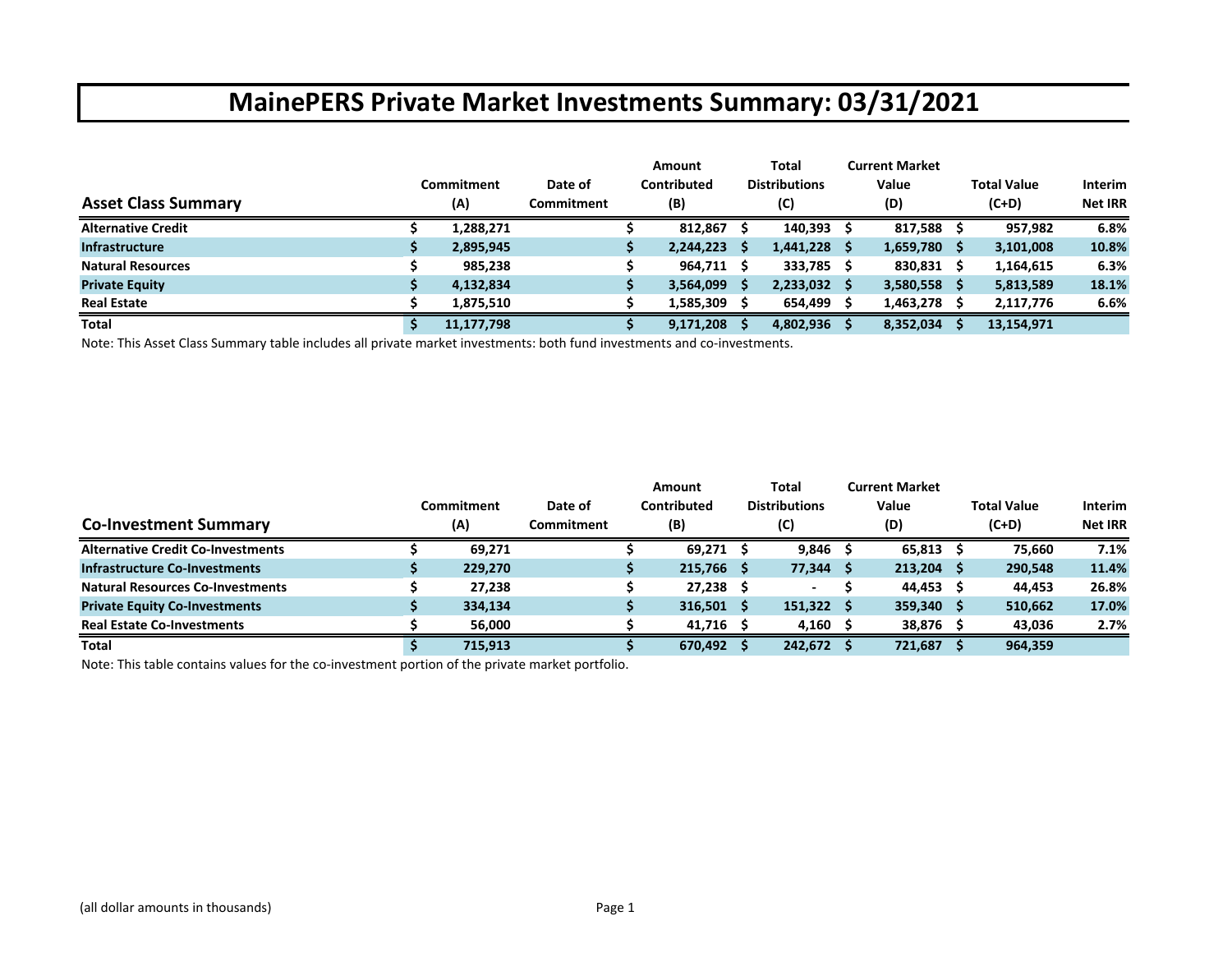# MainePERS Private Market Investments Summary: 03/31/2021

| Asset Class Summary | Commitment (A) | Date of Commitment | Amount Contributed (B) | Total Distributions (C) | Current Market Value (D) | Total Value (C+D) | Interim Net IRR |
|---|---|---|---|---|---|---|---|
| **Alternative Credit** | $ 1,288,271 | | $ 812,867 | $ 140,393 | $ 817,588 | $ 957,982 | 6.8% |
| **Infrastructure** | $ 2,895,945 | | $ 2,244,223 | $ 1,441,228 | $ 1,659,780 | $ 3,101,008 | 10.8% |
| **Natural Resources** | $ 985,238 | | $ 964,711 | $ 333,785 | $ 830,831 | $ 1,164,615 | 6.3% |
| **Private Equity** | $ 4,132,834 | | $ 3,564,099 | $ 2,233,032 | $ 3,580,558 | $ 5,813,589 | 18.1% |
| **Real Estate** | $ 1,875,510 | | $ 1,585,309 | $ 654,499 | $ 1,463,278 | $ 2,117,776 | 6.6% |
| **Total** | $ 11,177,798 | | $ 9,171,208 | $ 4,802,936 | $ 8,352,034 | $ 13,154,971 | |

Note: This Asset Class Summary table includes all private market investments: both fund investments and co-investments.

| Co-Investment Summary | Commitment (A) | Date of Commitment | Amount Contributed (B) | Total Distributions (C) | Current Market Value (D) | Total Value (C+D) | Interim Net IRR |
|---|---|---|---|---|---|---|---|
| **Alternative Credit Co-Investments** | $ 69,271 | | $ 69,271 | $ 9,846 | $ 65,813 | $ 75,660 | 7.1% |
| **Infrastructure Co-Investments** | $ 229,270 | | $ 215,766 | $ 77,344 | $ 213,204 | $ 290,548 | 11.4% |
| **Natural Resources Co-Investments** | $ 27,238 | | $ 27,238 | $ - | $ 44,453 | $ 44,453 | 26.8% |
| **Private Equity Co-Investments** | $ 334,134 | | $ 316,501 | $ 151,322 | $ 359,340 | $ 510,662 | 17.0% |
| **Real Estate Co-Investments** | $ 56,000 | | $ 41,716 | $ 4,160 | $ 38,876 | $ 43,036 | 2.7% |
| **Total** | $ 715,913 | | $ 670,492 | $ 242,672 | $ 721,687 | $ 964,359 | |

Note: This table contains values for the co-investment portion of the private market portfolio.

(all dollar amounts in thousands)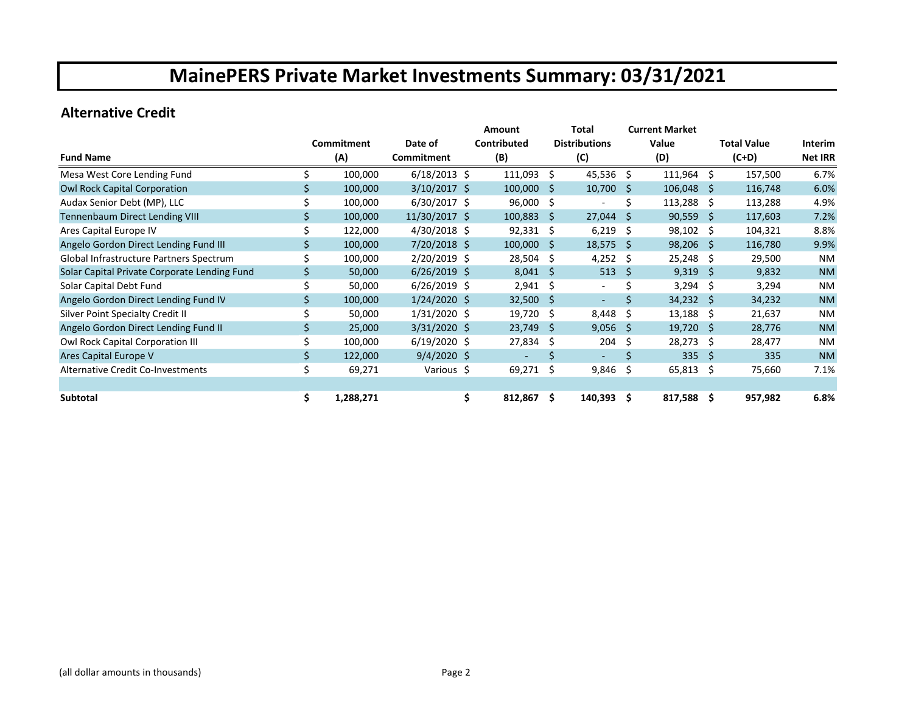# MainePERS Private Market Investments Summary: 03/31/2021

## Alternative Credit

| Fund Name | Commitment (A) | Date of Commitment | Amount Contributed (B) | Total Distributions (C) | Current Market Value (D) | Total Value (C+D) | Interim Net IRR |
|---|---|---|---|---|---|---|---|
| Mesa West Core Lending Fund | $ 100,000 | 6/18/2013 | $ 111,093 | $ 45,536 | $ 111,964 | $ 157,500 | 6.7% |
| Owl Rock Capital Corporation | $ 100,000 | 3/10/2017 | $ 100,000 | $ 10,700 | $ 106,048 | $ 116,748 | 6.0% |
| Audax Senior Debt (MP), LLC | $ 100,000 | 6/30/2017 | $ 96,000 | $ - | $ 113,288 | $ 113,288 | 4.9% |
| Tennenbaum Direct Lending VIII | $ 100,000 | 11/30/2017 | $ 100,883 | $ 27,044 | $ 90,559 | $ 117,603 | 7.2% |
| Ares Capital Europe IV | $ 122,000 | 4/30/2018 | $ 92,331 | $ 6,219 | $ 98,102 | $ 104,321 | 8.8% |
| Angelo Gordon Direct Lending Fund III | $ 100,000 | 7/20/2018 | $ 100,000 | $ 18,575 | $ 98,206 | $ 116,780 | 9.9% |
| Global Infrastructure Partners Spectrum | $ 100,000 | 2/20/2019 | $ 28,504 | $ 4,252 | $ 25,248 | $ 29,500 | NM |
| Solar Capital Private Corporate Lending Fund | $ 50,000 | 6/26/2019 | $ 8,041 | $ 513 | $ 9,319 | $ 9,832 | NM |
| Solar Capital Debt Fund | $ 50,000 | 6/26/2019 | $ 2,941 | $ - | $ 3,294 | $ 3,294 | NM |
| Angelo Gordon Direct Lending Fund IV | $ 100,000 | 1/24/2020 | $ 32,500 | $ - | $ 34,232 | $ 34,232 | NM |
| Silver Point Specialty Credit II | $ 50,000 | 1/31/2020 | $ 19,720 | $ 8,448 | $ 13,188 | $ 21,637 | NM |
| Angelo Gordon Direct Lending Fund II | $ 25,000 | 3/31/2020 | $ 23,749 | $ 9,056 | $ 19,720 | $ 28,776 | NM |
| Owl Rock Capital Corporation III | $ 100,000 | 6/19/2020 | $ 27,834 | $ 204 | $ 28,273 | $ 28,477 | NM |
| Ares Capital Europe V | $ 122,000 | 9/4/2020 | $ - | $ - | $ 335 | $ 335 | NM |
| Alternative Credit Co-Investments | $ 69,271 | Various | $ 69,271 | $ 9,846 | $ 65,813 | $ 75,660 | 7.1% |
| | | | | | | | |
| **Subtotal** | **$ 1,288,271** | | **$ 812,867** | **$ 140,393** | **$ 817,588** | **$ 957,982** | **6.8%** |

(all dollar amounts in thousands)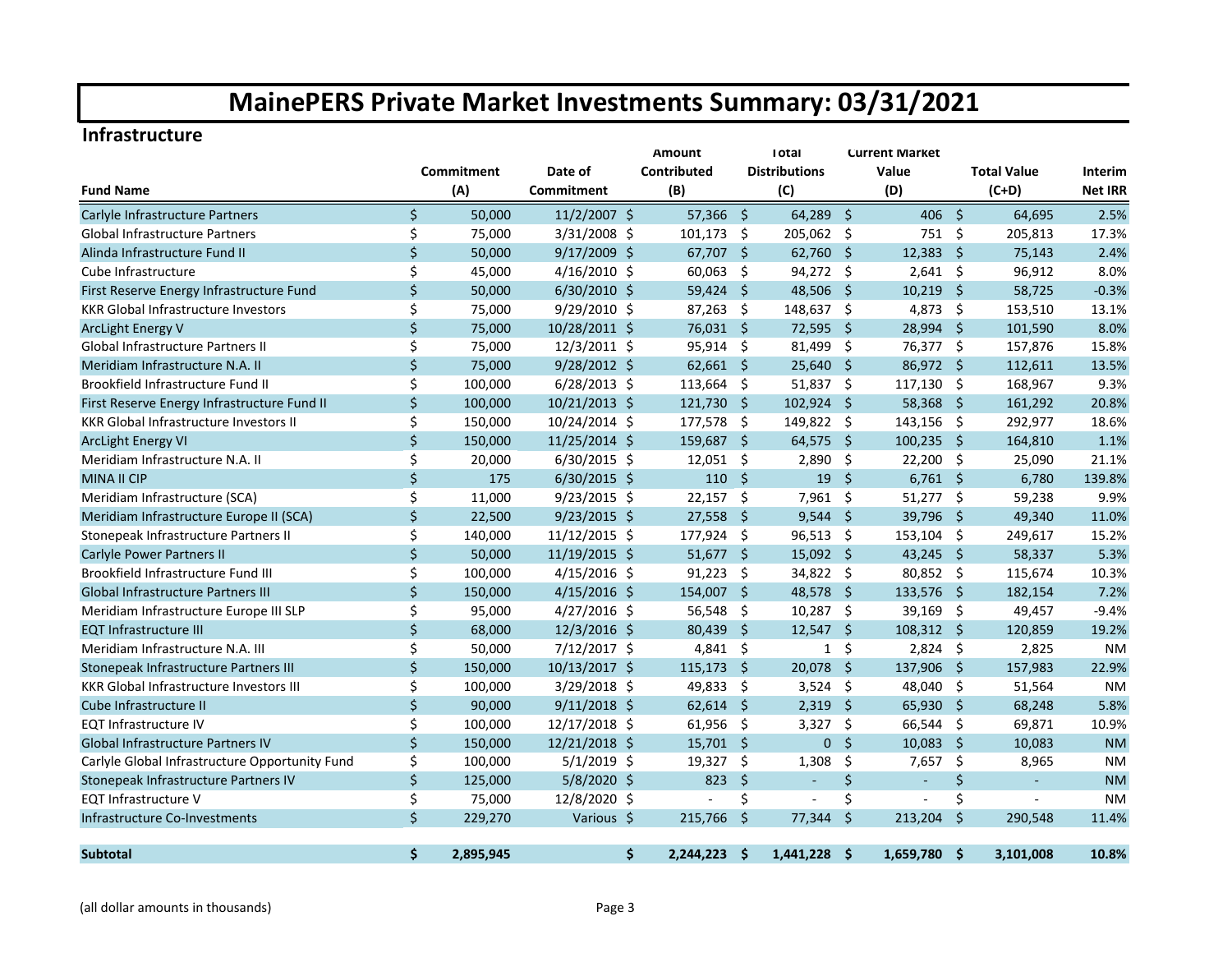# MainePERS Private Market Investments Summary: 03/31/2021

## Infrastructure

| Fund Name | Commitment (A) | Date of Commitment | Amount Contributed (B) | Total Distributions (C) | Current Market Value (D) | Total Value (C+D) | Interim Net IRR |
|---|---|---|---|---|---|---|---|
| Carlyle Infrastructure Partners | $ 50,000 | 11/2/2007 | $ 57,366 | $ 64,289 | $ 406 | $ 64,695 | 2.5% |
| Global Infrastructure Partners | $ 75,000 | 3/31/2008 | $ 101,173 | $ 205,062 | $ 751 | $ 205,813 | 17.3% |
| Alinda Infrastructure Fund II | $ 50,000 | 9/17/2009 | $ 67,707 | $ 62,760 | $ 12,383 | $ 75,143 | 2.4% |
| Cube Infrastructure | $ 45,000 | 4/16/2010 | $ 60,063 | $ 94,272 | $ 2,641 | $ 96,912 | 8.0% |
| First Reserve Energy Infrastructure Fund | $ 50,000 | 6/30/2010 | $ 59,424 | $ 48,506 | $ 10,219 | $ 58,725 | -0.3% |
| KKR Global Infrastructure Investors | $ 75,000 | 9/29/2010 | $ 87,263 | $ 148,637 | $ 4,873 | $ 153,510 | 13.1% |
| ArcLight Energy V | $ 75,000 | 10/28/2011 | $ 76,031 | $ 72,595 | $ 28,994 | $ 101,590 | 8.0% |
| Global Infrastructure Partners II | $ 75,000 | 12/3/2011 | $ 95,914 | $ 81,499 | $ 76,377 | $ 157,876 | 15.8% |
| Meridiam Infrastructure N.A. II | $ 75,000 | 9/28/2012 | $ 62,661 | $ 25,640 | $ 86,972 | $ 112,611 | 13.5% |
| Brookfield Infrastructure Fund II | $ 100,000 | 6/28/2013 | $ 113,664 | $ 51,837 | $ 117,130 | $ 168,967 | 9.3% |
| First Reserve Energy Infrastructure Fund II | $ 100,000 | 10/21/2013 | $ 121,730 | $ 102,924 | $ 58,368 | $ 161,292 | 20.8% |
| KKR Global Infrastructure Investors II | $ 150,000 | 10/24/2014 | $ 177,578 | $ 149,822 | $ 143,156 | $ 292,977 | 18.6% |
| ArcLight Energy VI | $ 150,000 | 11/25/2014 | $ 159,687 | $ 64,575 | $ 100,235 | $ 164,810 | 1.1% |
| Meridiam Infrastructure N.A. II | $ 20,000 | 6/30/2015 | $ 12,051 | $ 2,890 | $ 22,200 | $ 25,090 | 21.1% |
| MINA II CIP | $ 175 | 6/30/2015 | $ 110 | $ 19 | $ 6,761 | $ 6,780 | 139.8% |
| Meridiam Infrastructure (SCA) | $ 11,000 | 9/23/2015 | $ 22,157 | $ 7,961 | $ 51,277 | $ 59,238 | 9.9% |
| Meridiam Infrastructure Europe II (SCA) | $ 22,500 | 9/23/2015 | $ 27,558 | $ 9,544 | $ 39,796 | $ 49,340 | 11.0% |
| Stonepeak Infrastructure Partners II | $ 140,000 | 11/12/2015 | $ 177,924 | $ 96,513 | $ 153,104 | $ 249,617 | 15.2% |
| Carlyle Power Partners II | $ 50,000 | 11/19/2015 | $ 51,677 | $ 15,092 | $ 43,245 | $ 58,337 | 5.3% |
| Brookfield Infrastructure Fund III | $ 100,000 | 4/15/2016 | $ 91,223 | $ 34,822 | $ 80,852 | $ 115,674 | 10.3% |
| Global Infrastructure Partners III | $ 150,000 | 4/15/2016 | $ 154,007 | $ 48,578 | $ 133,576 | $ 182,154 | 7.2% |
| Meridiam Infrastructure Europe III SLP | $ 95,000 | 4/27/2016 | $ 56,548 | $ 10,287 | $ 39,169 | $ 49,457 | -9.4% |
| EQT Infrastructure III | $ 68,000 | 12/3/2016 | $ 80,439 | $ 12,547 | $ 108,312 | $ 120,859 | 19.2% |
| Meridiam Infrastructure N.A. III | $ 50,000 | 7/12/2017 | $ 4,841 | $ 1 | $ 2,824 | $ 2,825 | NM |
| Stonepeak Infrastructure Partners III | $ 150,000 | 10/13/2017 | $ 115,173 | $ 20,078 | $ 137,906 | $ 157,983 | 22.9% |
| KKR Global Infrastructure Investors III | $ 100,000 | 3/29/2018 | $ 49,833 | $ 3,524 | $ 48,040 | $ 51,564 | NM |
| Cube Infrastructure II | $ 90,000 | 9/11/2018 | $ 62,614 | $ 2,319 | $ 65,930 | $ 68,248 | 5.8% |
| EQT Infrastructure IV | $ 100,000 | 12/17/2018 | $ 61,956 | $ 3,327 | $ 66,544 | $ 69,871 | 10.9% |
| Global Infrastructure Partners IV | $ 150,000 | 12/21/2018 | $ 15,701 | $ 0 | $ 10,083 | $ 10,083 | NM |
| Carlyle Global Infrastructure Opportunity Fund | $ 100,000 | 5/1/2019 | $ 19,327 | $ 1,308 | $ 7,657 | $ 8,965 | NM |
| Stonepeak Infrastructure Partners IV | $ 125,000 | 5/8/2020 | $ 823 | $ - | $ - | $ - | NM |
| EQT Infrastructure V | $ 75,000 | 12/8/2020 | $ - | $ - | $ - | $ - | NM |
| Infrastructure Co-Investments | $ 229,270 | Various | $ 215,766 | $ 77,344 | $ 213,204 | $ 290,548 | 11.4% |
| **Subtotal** | **$ 2,895,945** | | **$ 2,244,223** | **$ 1,441,228** | **$ 1,659,780** | **$ 3,101,008** | **10.8%** |

(all dollar amounts in thousands)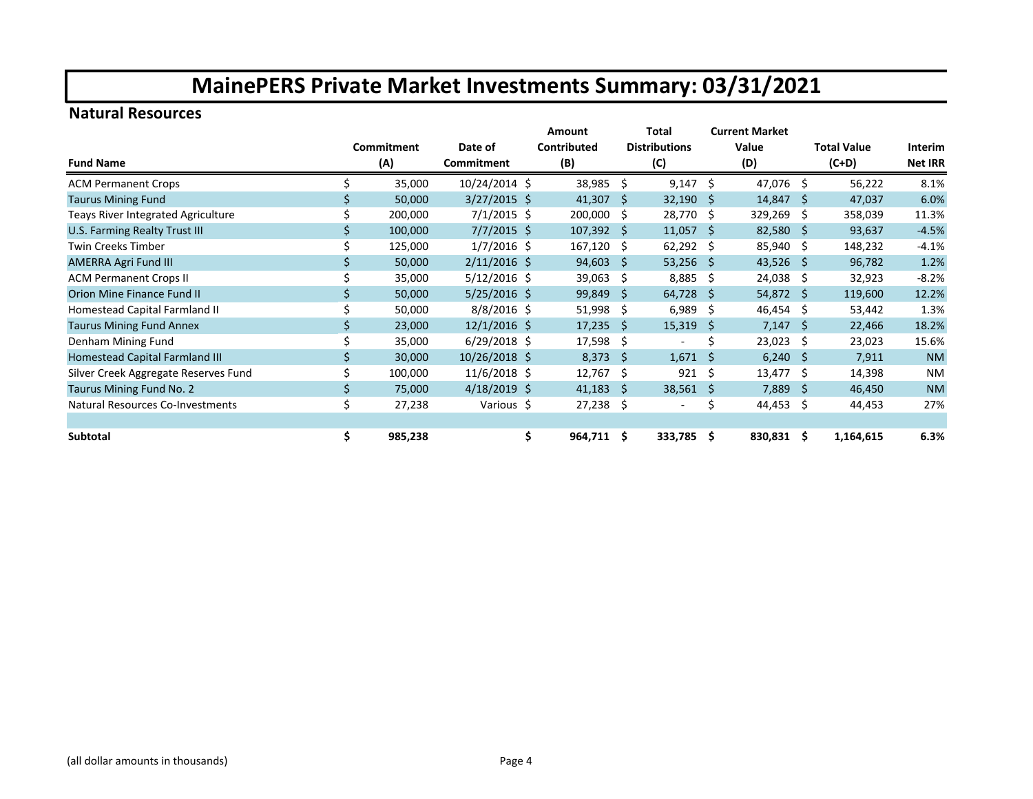# MainePERS Private Market Investments Summary: 03/31/2021

## Natural Resources

| Fund Name | Commitment (A) | Date of Commitment | Amount Contributed (B) | Total Distributions (C) | Current Market Value (D) | Total Value (C+D) | Interim Net IRR |
|---|---|---|---|---|---|---|---|
| ACM Permanent Crops | $ 35,000 | 10/24/2014 | $ 38,985 | $ 9,147 | $ 47,076 | $ 56,222 | 8.1% |
| Taurus Mining Fund | $ 50,000 | 3/27/2015 | $ 41,307 | $ 32,190 | $ 14,847 | $ 47,037 | 6.0% |
| Teays River Integrated Agriculture | $ 200,000 | 7/1/2015 | $ 200,000 | $ 28,770 | $ 329,269 | $ 358,039 | 11.3% |
| U.S. Farming Realty Trust III | $ 100,000 | 7/7/2015 | $ 107,392 | $ 11,057 | $ 82,580 | $ 93,637 | -4.5% |
| Twin Creeks Timber | $ 125,000 | 1/7/2016 | $ 167,120 | $ 62,292 | $ 85,940 | $ 148,232 | -4.1% |
| AMERRA Agri Fund III | $ 50,000 | 2/11/2016 | $ 94,603 | $ 53,256 | $ 43,526 | $ 96,782 | 1.2% |
| ACM Permanent Crops II | $ 35,000 | 5/12/2016 | $ 39,063 | $ 8,885 | $ 24,038 | $ 32,923 | -8.2% |
| Orion Mine Finance Fund II | $ 50,000 | 5/25/2016 | $ 99,849 | $ 64,728 | $ 54,872 | $ 119,600 | 12.2% |
| Homestead Capital Farmland II | $ 50,000 | 8/8/2016 | $ 51,998 | $ 6,989 | $ 46,454 | $ 53,442 | 1.3% |
| Taurus Mining Fund Annex | $ 23,000 | 12/1/2016 | $ 17,235 | $ 15,319 | $ 7,147 | $ 22,466 | 18.2% |
| Denham Mining Fund | $ 35,000 | 6/29/2018 | $ 17,598 | $ - | $ 23,023 | $ 23,023 | 15.6% |
| Homestead Capital Farmland III | $ 30,000 | 10/26/2018 | $ 8,373 | $ 1,671 | $ 6,240 | $ 7,911 | NM |
| Silver Creek Aggregate Reserves Fund | $ 100,000 | 11/6/2018 | $ 12,767 | $ 921 | $ 13,477 | $ 14,398 | NM |
| Taurus Mining Fund No. 2 | $ 75,000 | 4/18/2019 | $ 41,183 | $ 38,561 | $ 7,889 | $ 46,450 | NM |
| Natural Resources Co-Investments | $ 27,238 | Various | $ 27,238 | $ - | $ 44,453 | $ 44,453 | 27% |
| | | | | | | | |
| **Subtotal** | **$ 985,238** | | **$ 964,711** | **$ 333,785** | **$ 830,831** | **$ 1,164,615** | **6.3%** |

(all dollar amounts in thousands)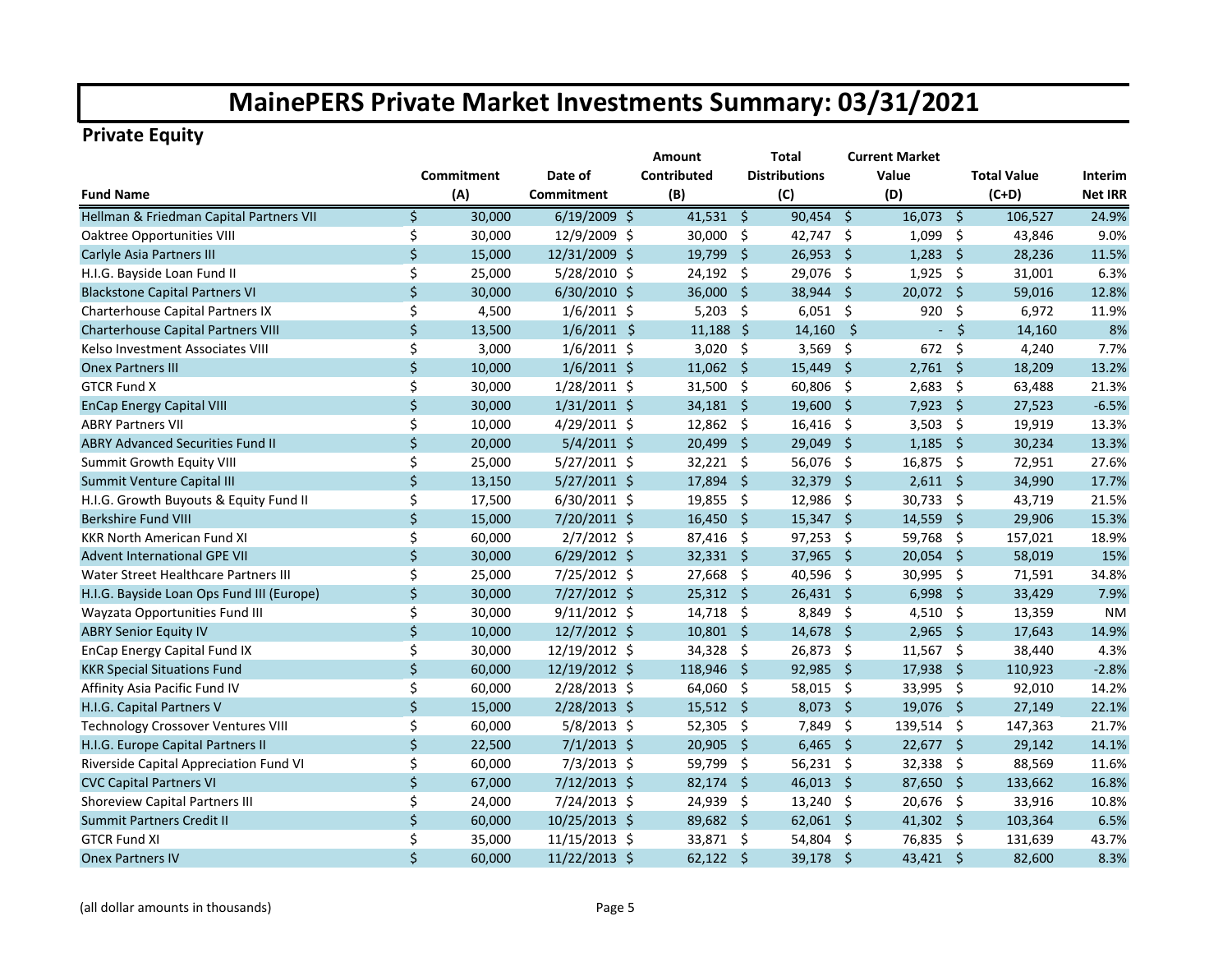# MainePERS Private Market Investments Summary: 03/31/2021

## Private Equity

| Fund Name | Commitment (A) | Date of Commitment | Amount Contributed (B) | Total Distributions (C) | Current Market Value (D) | Total Value (C+D) | Interim Net IRR |
|---|---|---|---|---|---|---|---|
| Hellman & Friedman Capital Partners VII | $ 30,000 | 6/19/2009 | $ 41,531 | $ 90,454 | $ 16,073 | $ 106,527 | 24.9% |
| Oaktree Opportunities VIII | $ 30,000 | 12/9/2009 | $ 30,000 | $ 42,747 | $ 1,099 | $ 43,846 | 9.0% |
| Carlyle Asia Partners III | $ 15,000 | 12/31/2009 | $ 19,799 | $ 26,953 | $ 1,283 | $ 28,236 | 11.5% |
| H.I.G. Bayside Loan Fund II | $ 25,000 | 5/28/2010 | $ 24,192 | $ 29,076 | $ 1,925 | $ 31,001 | 6.3% |
| Blackstone Capital Partners VI | $ 30,000 | 6/30/2010 | $ 36,000 | $ 38,944 | $ 20,072 | $ 59,016 | 12.8% |
| Charterhouse Capital Partners IX | $ 4,500 | 1/6/2011 | $ 5,203 | $ 6,051 | $ 920 | $ 6,972 | 11.9% |
| Charterhouse Capital Partners VIII | $ 13,500 | 1/6/2011 | $ 11,188 | $ 14,160 | $ - | $ 14,160 | 8% |
| Kelso Investment Associates VIII | $ 3,000 | 1/6/2011 | $ 3,020 | $ 3,569 | $ 672 | $ 4,240 | 7.7% |
| Onex Partners III | $ 10,000 | 1/6/2011 | $ 11,062 | $ 15,449 | $ 2,761 | $ 18,209 | 13.2% |
| GTCR Fund X | $ 30,000 | 1/28/2011 | $ 31,500 | $ 60,806 | $ 2,683 | $ 63,488 | 21.3% |
| EnCap Energy Capital VIII | $ 30,000 | 1/31/2011 | $ 34,181 | $ 19,600 | $ 7,923 | $ 27,523 | -6.5% |
| ABRY Partners VII | $ 10,000 | 4/29/2011 | $ 12,862 | $ 16,416 | $ 3,503 | $ 19,919 | 13.3% |
| ABRY Advanced Securities Fund II | $ 20,000 | 5/4/2011 | $ 20,499 | $ 29,049 | $ 1,185 | $ 30,234 | 13.3% |
| Summit Growth Equity VIII | $ 25,000 | 5/27/2011 | $ 32,221 | $ 56,076 | $ 16,875 | $ 72,951 | 27.6% |
| Summit Venture Capital III | $ 13,150 | 5/27/2011 | $ 17,894 | $ 32,379 | $ 2,611 | $ 34,990 | 17.7% |
| H.I.G. Growth Buyouts & Equity Fund II | $ 17,500 | 6/30/2011 | $ 19,855 | $ 12,986 | $ 30,733 | $ 43,719 | 21.5% |
| Berkshire Fund VIII | $ 15,000 | 7/20/2011 | $ 16,450 | $ 15,347 | $ 14,559 | $ 29,906 | 15.3% |
| KKR North American Fund XI | $ 60,000 | 2/7/2012 | $ 87,416 | $ 97,253 | $ 59,768 | $ 157,021 | 18.9% |
| Advent International GPE VII | $ 30,000 | 6/29/2012 | $ 32,331 | $ 37,965 | $ 20,054 | $ 58,019 | 15% |
| Water Street Healthcare Partners III | $ 25,000 | 7/25/2012 | $ 27,668 | $ 40,596 | $ 30,995 | $ 71,591 | 34.8% |
| H.I.G. Bayside Loan Ops Fund III (Europe) | $ 30,000 | 7/27/2012 | $ 25,312 | $ 26,431 | $ 6,998 | $ 33,429 | 7.9% |
| Wayzata Opportunities Fund III | $ 30,000 | 9/11/2012 | $ 14,718 | $ 8,849 | $ 4,510 | $ 13,359 | NM |
| ABRY Senior Equity IV | $ 10,000 | 12/7/2012 | $ 10,801 | $ 14,678 | $ 2,965 | $ 17,643 | 14.9% |
| EnCap Energy Capital Fund IX | $ 30,000 | 12/19/2012 | $ 34,328 | $ 26,873 | $ 11,567 | $ 38,440 | 4.3% |
| KKR Special Situations Fund | $ 60,000 | 12/19/2012 | $ 118,946 | $ 92,985 | $ 17,938 | $ 110,923 | -2.8% |
| Affinity Asia Pacific Fund IV | $ 60,000 | 2/28/2013 | $ 64,060 | $ 58,015 | $ 33,995 | $ 92,010 | 14.2% |
| H.I.G. Capital Partners V | $ 15,000 | 2/28/2013 | $ 15,512 | $ 8,073 | $ 19,076 | $ 27,149 | 22.1% |
| Technology Crossover Ventures VIII | $ 60,000 | 5/8/2013 | $ 52,305 | $ 7,849 | $ 139,514 | $ 147,363 | 21.7% |
| H.I.G. Europe Capital Partners II | $ 22,500 | 7/1/2013 | $ 20,905 | $ 6,465 | $ 22,677 | $ 29,142 | 14.1% |
| Riverside Capital Appreciation Fund VI | $ 60,000 | 7/3/2013 | $ 59,799 | $ 56,231 | $ 32,338 | $ 88,569 | 11.6% |
| CVC Capital Partners VI | $ 67,000 | 7/12/2013 | $ 82,174 | $ 46,013 | $ 87,650 | $ 133,662 | 16.8% |
| Shoreview Capital Partners III | $ 24,000 | 7/24/2013 | $ 24,939 | $ 13,240 | $ 20,676 | $ 33,916 | 10.8% |
| Summit Partners Credit II | $ 60,000 | 10/25/2013 | $ 89,682 | $ 62,061 | $ 41,302 | $ 103,364 | 6.5% |
| GTCR Fund XI | $ 35,000 | 11/15/2013 | $ 33,871 | $ 54,804 | $ 76,835 | $ 131,639 | 43.7% |
| Onex Partners IV | $ 60,000 | 11/22/2013 | $ 62,122 | $ 39,178 | $ 43,421 | $ 82,600 | 8.3% |

(all dollar amounts in thousands)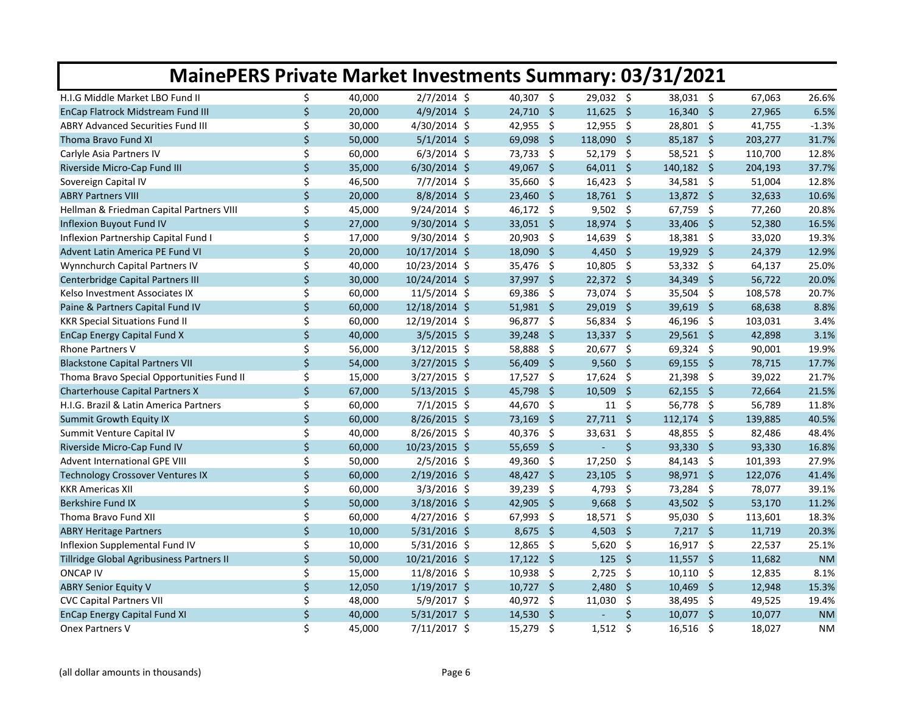# MainePERS Private Market Investments Summary: 03/31/2021

| | | | | | | | |
|---|---|---|---|---|---|---|---|
| H.I.G Middle Market LBO Fund II | $ 40,000 | 2/7/2014 | $ 40,307 | $ 29,032 | $ 38,031 | $ 67,063 | 26.6% |
| EnCap Flatrock Midstream Fund III | $ 20,000 | 4/9/2014 | $ 24,710 | $ 11,625 | $ 16,340 | $ 27,965 | 6.5% |
| ABRY Advanced Securities Fund III | $ 30,000 | 4/30/2014 | $ 42,955 | $ 12,955 | $ 28,801 | $ 41,755 | -1.3% |
| Thoma Bravo Fund XI | $ 50,000 | 5/1/2014 | $ 69,098 | $ 118,090 | $ 85,187 | $ 203,277 | 31.7% |
| Carlyle Asia Partners IV | $ 60,000 | 6/3/2014 | $ 73,733 | $ 52,179 | $ 58,521 | $ 110,700 | 12.8% |
| Riverside Micro-Cap Fund III | $ 35,000 | 6/30/2014 | $ 49,067 | $ 64,011 | $ 140,182 | $ 204,193 | 37.7% |
| Sovereign Capital IV | $ 46,500 | 7/7/2014 | $ 35,660 | $ 16,423 | $ 34,581 | $ 51,004 | 12.8% |
| ABRY Partners VIII | $ 20,000 | 8/8/2014 | $ 23,460 | $ 18,761 | $ 13,872 | $ 32,633 | 10.6% |
| Hellman & Friedman Capital Partners VIII | $ 45,000 | 9/24/2014 | $ 46,172 | $ 9,502 | $ 67,759 | $ 77,260 | 20.8% |
| Inflexion Buyout Fund IV | $ 27,000 | 9/30/2014 | $ 33,051 | $ 18,974 | $ 33,406 | $ 52,380 | 16.5% |
| Inflexion Partnership Capital Fund I | $ 17,000 | 9/30/2014 | $ 20,903 | $ 14,639 | $ 18,381 | $ 33,020 | 19.3% |
| Advent Latin America PE Fund VI | $ 20,000 | 10/17/2014 | $ 18,090 | $ 4,450 | $ 19,929 | $ 24,379 | 12.9% |
| Wynnchurch Capital Partners IV | $ 40,000 | 10/23/2014 | $ 35,476 | $ 10,805 | $ 53,332 | $ 64,137 | 25.0% |
| Centerbridge Capital Partners III | $ 30,000 | 10/24/2014 | $ 37,997 | $ 22,372 | $ 34,349 | $ 56,722 | 20.0% |
| Kelso Investment Associates IX | $ 60,000 | 11/5/2014 | $ 69,386 | $ 73,074 | $ 35,504 | $ 108,578 | 20.7% |
| Paine & Partners Capital Fund IV | $ 60,000 | 12/18/2014 | $ 51,981 | $ 29,019 | $ 39,619 | $ 68,638 | 8.8% |
| KKR Special Situations Fund II | $ 60,000 | 12/19/2014 | $ 96,877 | $ 56,834 | $ 46,196 | $ 103,031 | 3.4% |
| EnCap Energy Capital Fund X | $ 40,000 | 3/5/2015 | $ 39,248 | $ 13,337 | $ 29,561 | $ 42,898 | 3.1% |
| Rhone Partners V | $ 56,000 | 3/12/2015 | $ 58,888 | $ 20,677 | $ 69,324 | $ 90,001 | 19.9% |
| Blackstone Capital Partners VII | $ 54,000 | 3/27/2015 | $ 56,409 | $ 9,560 | $ 69,155 | $ 78,715 | 17.7% |
| Thoma Bravo Special Opportunities Fund II | $ 15,000 | 3/27/2015 | $ 17,527 | $ 17,624 | $ 21,398 | $ 39,022 | 21.7% |
| Charterhouse Capital Partners X | $ 67,000 | 5/13/2015 | $ 45,798 | $ 10,509 | $ 62,155 | $ 72,664 | 21.5% |
| H.I.G. Brazil & Latin America Partners | $ 60,000 | 7/1/2015 | $ 44,670 | $ 11 | $ 56,778 | $ 56,789 | 11.8% |
| Summit Growth Equity IX | $ 60,000 | 8/26/2015 | $ 73,169 | $ 27,711 | $ 112,174 | $ 139,885 | 40.5% |
| Summit Venture Capital IV | $ 40,000 | 8/26/2015 | $ 40,376 | $ 33,631 | $ 48,855 | $ 82,486 | 48.4% |
| Riverside Micro-Cap Fund IV | $ 60,000 | 10/23/2015 | $ 55,659 | $ - | $ 93,330 | $ 93,330 | 16.8% |
| Advent International GPE VIII | $ 50,000 | 2/5/2016 | $ 49,360 | $ 17,250 | $ 84,143 | $ 101,393 | 27.9% |
| Technology Crossover Ventures IX | $ 60,000 | 2/19/2016 | $ 48,427 | $ 23,105 | $ 98,971 | $ 122,076 | 41.4% |
| KKR Americas XII | $ 60,000 | 3/3/2016 | $ 39,239 | $ 4,793 | $ 73,284 | $ 78,077 | 39.1% |
| Berkshire Fund IX | $ 50,000 | 3/18/2016 | $ 42,905 | $ 9,668 | $ 43,502 | $ 53,170 | 11.2% |
| Thoma Bravo Fund XII | $ 60,000 | 4/27/2016 | $ 67,993 | $ 18,571 | $ 95,030 | $ 113,601 | 18.3% |
| ABRY Heritage Partners | $ 10,000 | 5/31/2016 | $ 8,675 | $ 4,503 | $ 7,217 | $ 11,719 | 20.3% |
| Inflexion Supplemental Fund IV | $ 10,000 | 5/31/2016 | $ 12,865 | $ 5,620 | $ 16,917 | $ 22,537 | 25.1% |
| Tillridge Global Agribusiness Partners II | $ 50,000 | 10/21/2016 | $ 17,122 | $ 125 | $ 11,557 | $ 11,682 | NM |
| ONCAP IV | $ 15,000 | 11/8/2016 | $ 10,938 | $ 2,725 | $ 10,110 | $ 12,835 | 8.1% |
| ABRY Senior Equity V | $ 12,050 | 1/19/2017 | $ 10,727 | $ 2,480 | $ 10,469 | $ 12,948 | 15.3% |
| CVC Capital Partners VII | $ 48,000 | 5/9/2017 | $ 40,972 | $ 11,030 | $ 38,495 | $ 49,525 | 19.4% |
| EnCap Energy Capital Fund XI | $ 40,000 | 5/31/2017 | $ 14,530 | $ - | $ 10,077 | $ 10,077 | NM |
| Onex Partners V | $ 45,000 | 7/11/2017 | $ 15,279 | $ 1,512 | $ 16,516 | $ 18,027 | NM |

(all dollar amounts in thousands)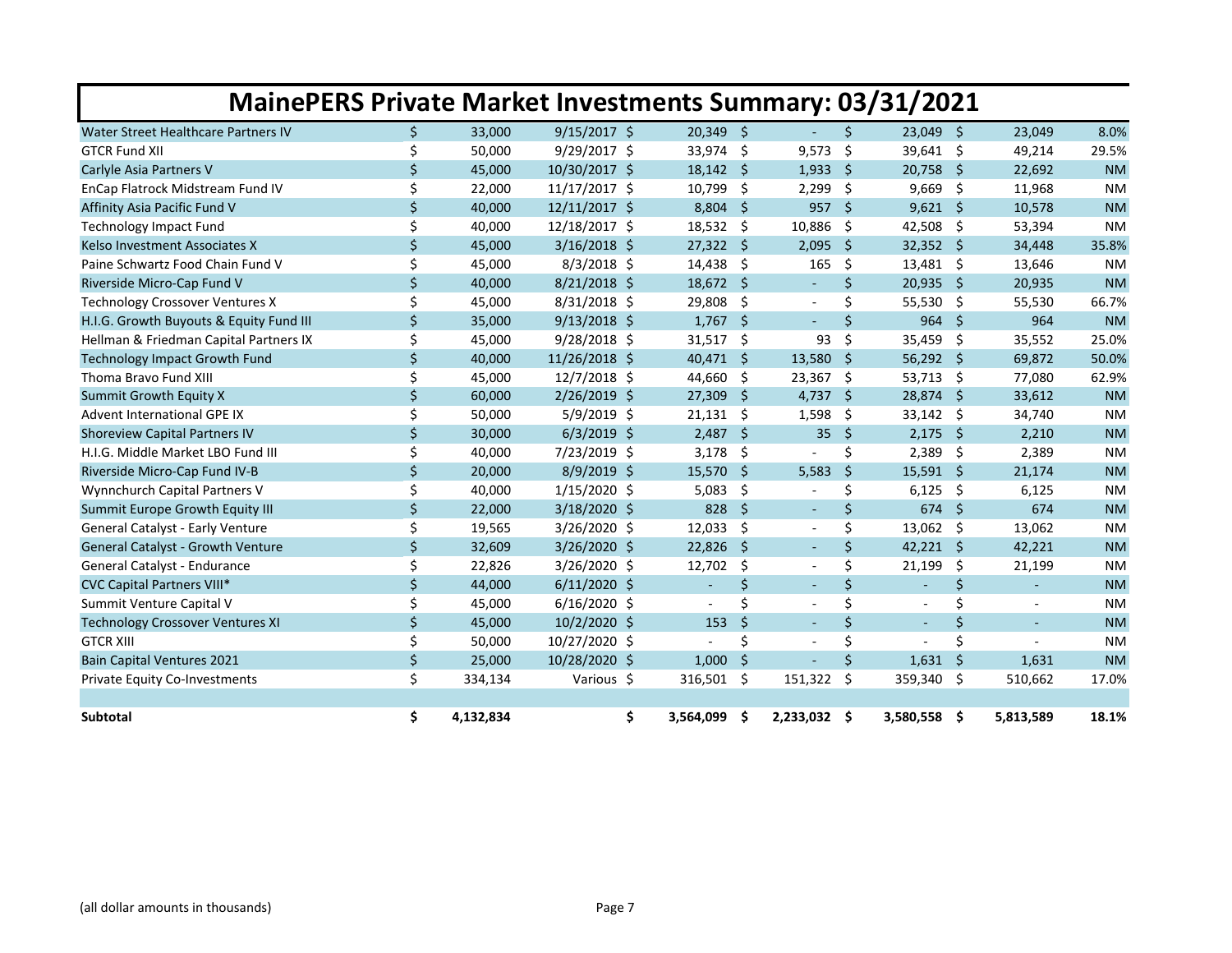# MainePERS Private Market Investments Summary: 03/31/2021

| | | | | | | | |
|---|---|---|---|---|---|---|---|
| Water Street Healthcare Partners IV | $ 33,000 | 9/15/2017 | $ 20,349 | $ - | $ 23,049 | $ 23,049 | 8.0% |
| GTCR Fund XII | $ 50,000 | 9/29/2017 | $ 33,974 | $ 9,573 | $ 39,641 | $ 49,214 | 29.5% |
| Carlyle Asia Partners V | $ 45,000 | 10/30/2017 | $ 18,142 | $ 1,933 | $ 20,758 | $ 22,692 | NM |
| EnCap Flatrock Midstream Fund IV | $ 22,000 | 11/17/2017 | $ 10,799 | $ 2,299 | $ 9,669 | $ 11,968 | NM |
| Affinity Asia Pacific Fund V | $ 40,000 | 12/11/2017 | $ 8,804 | $ 957 | $ 9,621 | $ 10,578 | NM |
| Technology Impact Fund | $ 40,000 | 12/18/2017 | $ 18,532 | $ 10,886 | $ 42,508 | $ 53,394 | NM |
| Kelso Investment Associates X | $ 45,000 | 3/16/2018 | $ 27,322 | $ 2,095 | $ 32,352 | $ 34,448 | 35.8% |
| Paine Schwartz Food Chain Fund V | $ 45,000 | 8/3/2018 | $ 14,438 | $ 165 | $ 13,481 | $ 13,646 | NM |
| Riverside Micro-Cap Fund V | $ 40,000 | 8/21/2018 | $ 18,672 | $ - | $ 20,935 | $ 20,935 | NM |
| Technology Crossover Ventures X | $ 45,000 | 8/31/2018 | $ 29,808 | $ - | $ 55,530 | $ 55,530 | 66.7% |
| H.I.G. Growth Buyouts & Equity Fund III | $ 35,000 | 9/13/2018 | $ 1,767 | $ - | $ 964 | $ 964 | NM |
| Hellman & Friedman Capital Partners IX | $ 45,000 | 9/28/2018 | $ 31,517 | $ 93 | $ 35,459 | $ 35,552 | 25.0% |
| Technology Impact Growth Fund | $ 40,000 | 11/26/2018 | $ 40,471 | $ 13,580 | $ 56,292 | $ 69,872 | 50.0% |
| Thoma Bravo Fund XIII | $ 45,000 | 12/7/2018 | $ 44,660 | $ 23,367 | $ 53,713 | $ 77,080 | 62.9% |
| Summit Growth Equity X | $ 60,000 | 2/26/2019 | $ 27,309 | $ 4,737 | $ 28,874 | $ 33,612 | NM |
| Advent International GPE IX | $ 50,000 | 5/9/2019 | $ 21,131 | $ 1,598 | $ 33,142 | $ 34,740 | NM |
| Shoreview Capital Partners IV | $ 30,000 | 6/3/2019 | $ 2,487 | $ 35 | $ 2,175 | $ 2,210 | NM |
| H.I.G. Middle Market LBO Fund III | $ 40,000 | 7/23/2019 | $ 3,178 | $ - | $ 2,389 | $ 2,389 | NM |
| Riverside Micro-Cap Fund IV-B | $ 20,000 | 8/9/2019 | $ 15,570 | $ 5,583 | $ 15,591 | $ 21,174 | NM |
| Wynnchurch Capital Partners V | $ 40,000 | 1/15/2020 | $ 5,083 | $ - | $ 6,125 | $ 6,125 | NM |
| Summit Europe Growth Equity III | $ 22,000 | 3/18/2020 | $ 828 | $ - | $ 674 | $ 674 | NM |
| General Catalyst - Early Venture | $ 19,565 | 3/26/2020 | $ 12,033 | $ - | $ 13,062 | $ 13,062 | NM |
| General Catalyst - Growth Venture | $ 32,609 | 3/26/2020 | $ 22,826 | $ - | $ 42,221 | $ 42,221 | NM |
| General Catalyst - Endurance | $ 22,826 | 3/26/2020 | $ 12,702 | $ - | $ 21,199 | $ 21,199 | NM |
| CVC Capital Partners VIII* | $ 44,000 | 6/11/2020 | $ - | $ - | $ - | $ - | NM |
| Summit Venture Capital V | $ 45,000 | 6/16/2020 | $ - | $ - | $ - | $ - | NM |
| Technology Crossover Ventures XI | $ 45,000 | 10/2/2020 | $ 153 | $ - | $ - | $ - | NM |
| GTCR XIII | $ 50,000 | 10/27/2020 | $ - | $ - | $ - | $ - | NM |
| Bain Capital Ventures 2021 | $ 25,000 | 10/28/2020 | $ 1,000 | $ - | $ 1,631 | $ 1,631 | NM |
| Private Equity Co-Investments | $ 334,134 | Various | $ 316,501 | $ 151,322 | $ 359,340 | $ 510,662 | 17.0% |
| | | | | | | | |
| **Subtotal** | **$ 4,132,834** | | **$ 3,564,099** | **$ 2,233,032** | **$ 3,580,558** | **$ 5,813,589** | **18.1%** |

(all dollar amounts in thousands)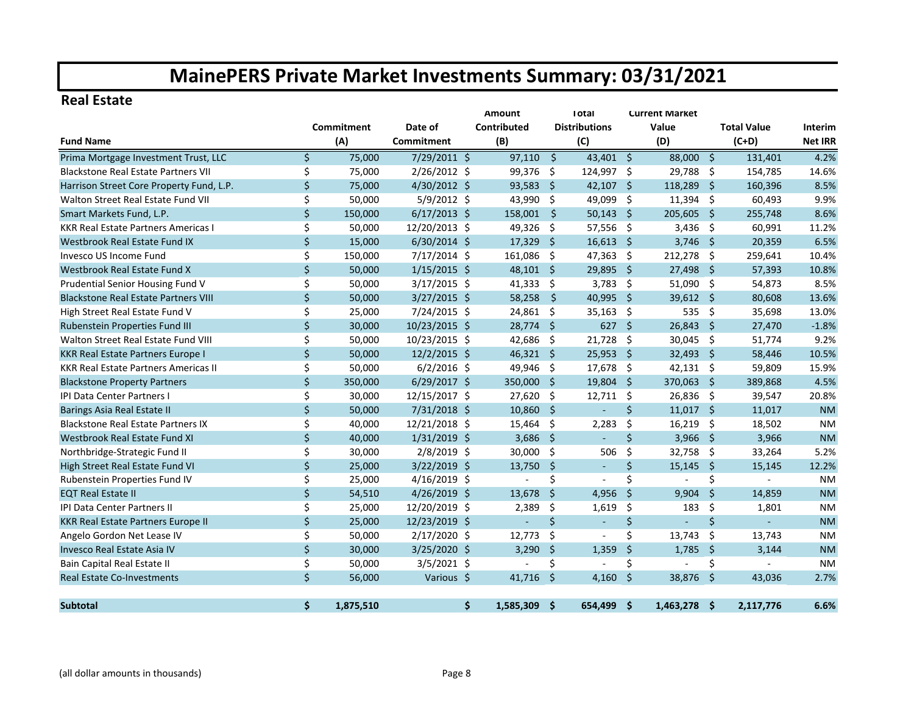# MainePERS Private Market Investments Summary: 03/31/2021

## Real Estate

| Fund Name | Commitment (A) | Date of Commitment | Amount Contributed (B) | Total Distributions (C) | Current Market Value (D) | Total Value (C+D) | Interim Net IRR |
|---|---|---|---|---|---|---|---|
| Prima Mortgage Investment Trust, LLC | $ 75,000 | 7/29/2011 | $ 97,110 | $ 43,401 | $ 88,000 | $ 131,401 | 4.2% |
| Blackstone Real Estate Partners VII | $ 75,000 | 2/26/2012 | $ 99,376 | $ 124,997 | $ 29,788 | $ 154,785 | 14.6% |
| Harrison Street Core Property Fund, L.P. | $ 75,000 | 4/30/2012 | $ 93,583 | $ 42,107 | $ 118,289 | $ 160,396 | 8.5% |
| Walton Street Real Estate Fund VII | $ 50,000 | 5/9/2012 | $ 43,990 | $ 49,099 | $ 11,394 | $ 60,493 | 9.9% |
| Smart Markets Fund, L.P. | $ 150,000 | 6/17/2013 | $ 158,001 | $ 50,143 | $ 205,605 | $ 255,748 | 8.6% |
| KKR Real Estate Partners Americas I | $ 50,000 | 12/20/2013 | $ 49,326 | $ 57,556 | $ 3,436 | $ 60,991 | 11.2% |
| Westbrook Real Estate Fund IX | $ 15,000 | 6/30/2014 | $ 17,329 | $ 16,613 | $ 3,746 | $ 20,359 | 6.5% |
| Invesco US Income Fund | $ 150,000 | 7/17/2014 | $ 161,086 | $ 47,363 | $ 212,278 | $ 259,641 | 10.4% |
| Westbrook Real Estate Fund X | $ 50,000 | 1/15/2015 | $ 48,101 | $ 29,895 | $ 27,498 | $ 57,393 | 10.8% |
| Prudential Senior Housing Fund V | $ 50,000 | 3/17/2015 | $ 41,333 | $ 3,783 | $ 51,090 | $ 54,873 | 8.5% |
| Blackstone Real Estate Partners VIII | $ 50,000 | 3/27/2015 | $ 58,258 | $ 40,995 | $ 39,612 | $ 80,608 | 13.6% |
| High Street Real Estate Fund V | $ 25,000 | 7/24/2015 | $ 24,861 | $ 35,163 | $ 535 | $ 35,698 | 13.0% |
| Rubenstein Properties Fund III | $ 30,000 | 10/23/2015 | $ 28,774 | $ 627 | $ 26,843 | $ 27,470 | -1.8% |
| Walton Street Real Estate Fund VIII | $ 50,000 | 10/23/2015 | $ 42,686 | $ 21,728 | $ 30,045 | $ 51,774 | 9.2% |
| KKR Real Estate Partners Europe I | $ 50,000 | 12/2/2015 | $ 46,321 | $ 25,953 | $ 32,493 | $ 58,446 | 10.5% |
| KKR Real Estate Partners Americas II | $ 50,000 | 6/2/2016 | $ 49,946 | $ 17,678 | $ 42,131 | $ 59,809 | 15.9% |
| Blackstone Property Partners | $ 350,000 | 6/29/2017 | $ 350,000 | $ 19,804 | $ 370,063 | $ 389,868 | 4.5% |
| IPI Data Center Partners I | $ 30,000 | 12/15/2017 | $ 27,620 | $ 12,711 | $ 26,836 | $ 39,547 | 20.8% |
| Barings Asia Real Estate II | $ 50,000 | 7/31/2018 | $ 10,860 | $ - | $ 11,017 | $ 11,017 | NM |
| Blackstone Real Estate Partners IX | $ 40,000 | 12/21/2018 | $ 15,464 | $ 2,283 | $ 16,219 | $ 18,502 | NM |
| Westbrook Real Estate Fund XI | $ 40,000 | 1/31/2019 | $ 3,686 | $ - | $ 3,966 | $ 3,966 | NM |
| Northbridge-Strategic Fund II | $ 30,000 | 2/8/2019 | $ 30,000 | $ 506 | $ 32,758 | $ 33,264 | 5.2% |
| High Street Real Estate Fund VI | $ 25,000 | 3/22/2019 | $ 13,750 | $ - | $ 15,145 | $ 15,145 | 12.2% |
| Rubenstein Properties Fund IV | $ 25,000 | 4/16/2019 | $ - | $ - | $ - | $ - | NM |
| EQT Real Estate II | $ 54,510 | 4/26/2019 | $ 13,678 | $ 4,956 | $ 9,904 | $ 14,859 | NM |
| IPI Data Center Partners II | $ 25,000 | 12/20/2019 | $ 2,389 | $ 1,619 | $ 183 | $ 1,801 | NM |
| KKR Real Estate Partners Europe II | $ 25,000 | 12/23/2019 | $ - | $ - | $ - | $ - | NM |
| Angelo Gordon Net Lease IV | $ 50,000 | 2/17/2020 | $ 12,773 | $ - | $ 13,743 | $ 13,743 | NM |
| Invesco Real Estate Asia IV | $ 30,000 | 3/25/2020 | $ 3,290 | $ 1,359 | $ 1,785 | $ 3,144 | NM |
| Bain Capital Real Estate II | $ 50,000 | 3/5/2021 | $ - | $ - | $ - | $ - | NM |
| Real Estate Co-Investments | $ 56,000 | Various | $ 41,716 | $ 4,160 | $ 38,876 | $ 43,036 | 2.7% |
| **Subtotal** | **$ 1,875,510** | | **$ 1,585,309** | **$ 654,499** | **$ 1,463,278** | **$ 2,117,776** | **6.6%** |

(all dollar amounts in thousands)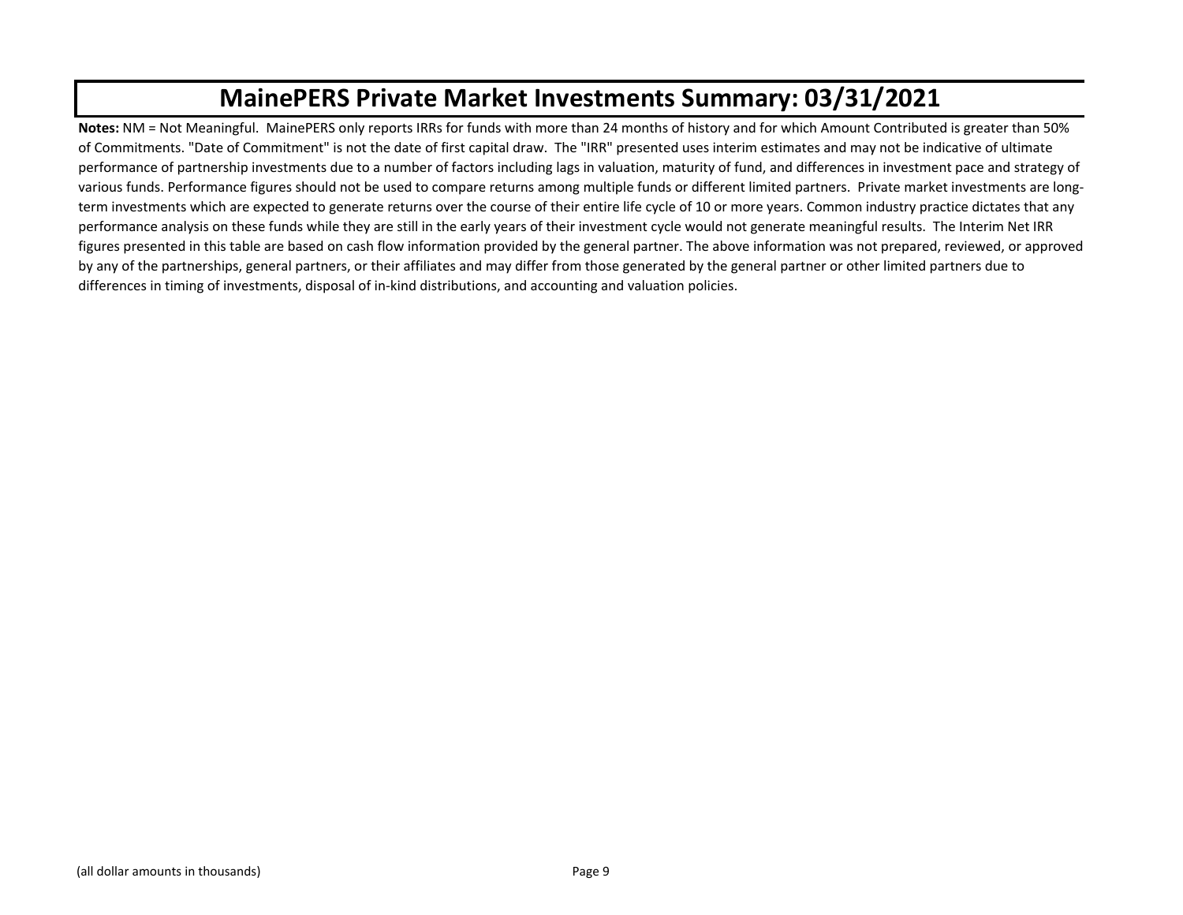# MainePERS Private Market Investments Summary: 03/31/2021

**Notes:** NM = Not Meaningful. MainePERS only reports IRRs for funds with more than 24 months of history and for which Amount Contributed is greater than 50% of Commitments. "Date of Commitment" is not the date of first capital draw. The "IRR" presented uses interim estimates and may not be indicative of ultimate performance of partnership investments due to a number of factors including lags in valuation, maturity of fund, and differences in investment pace and strategy of various funds. Performance figures should not be used to compare returns among multiple funds or different limited partners. Private market investments are long-term investments which are expected to generate returns over the course of their entire life cycle of 10 or more years. Common industry practice dictates that any performance analysis on these funds while they are still in the early years of their investment cycle would not generate meaningful results. The Interim Net IRR figures presented in this table are based on cash flow information provided by the general partner. The above information was not prepared, reviewed, or approved by any of the partnerships, general partners, or their affiliates and may differ from those generated by the general partner or other limited partners due to differences in timing of investments, disposal of in-kind distributions, and accounting and valuation policies.

(all dollar amounts in thousands)